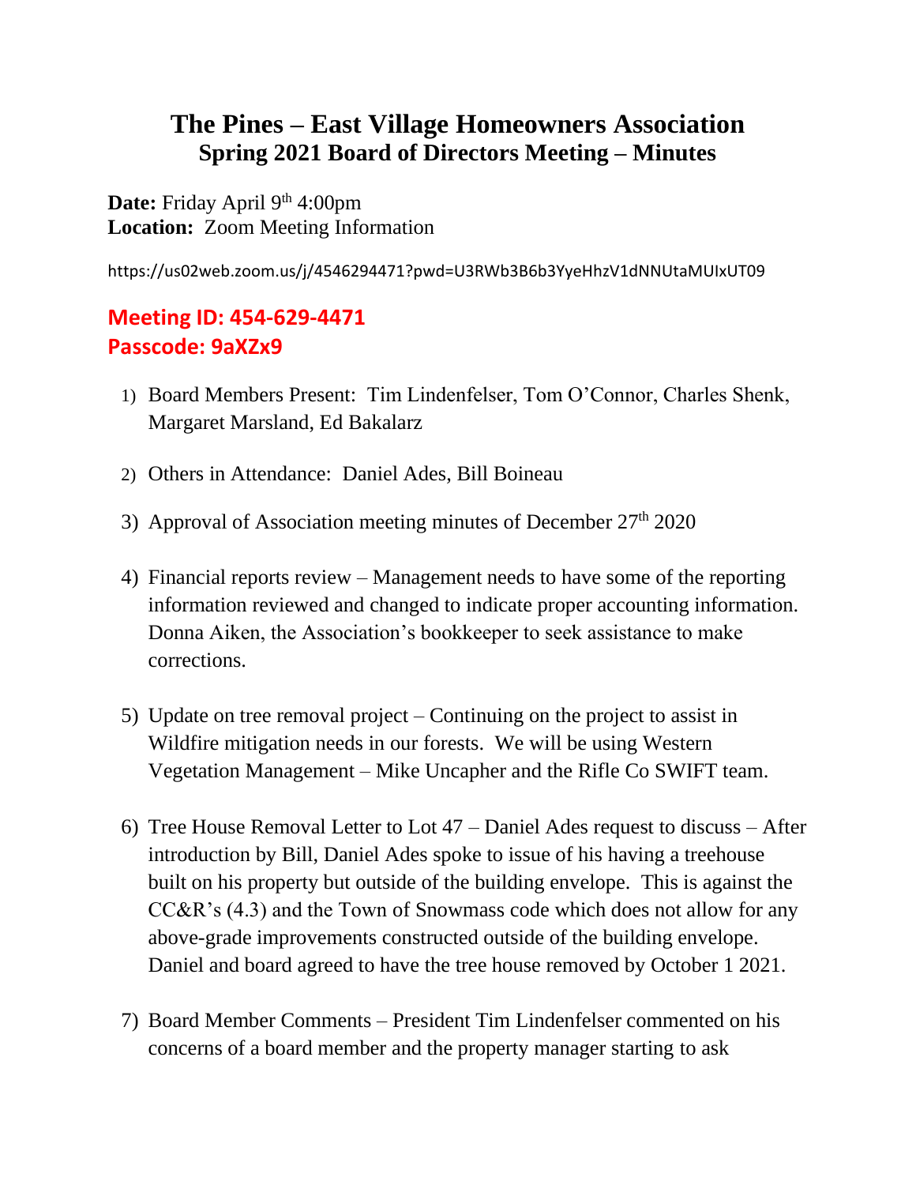# The Pines – East Village Homeowners Association
## Spring 2021 Board of Directors Meeting – Minutes

**Date:** Friday April 9th 4:00pm
**Location:** Zoom Meeting Information

https://us02web.zoom.us/j/4546294471?pwd=U3RWb3B6b3YyeHhzV1dNNUtaMUIxUT09

**Meeting ID: 454-629-4471**
**Passcode: 9aXZx9**

1) Board Members Present: Tim Lindenfelser, Tom O'Connor, Charles Shenk, Margaret Marsland, Ed Bakalarz
2) Others in Attendance: Daniel Ades, Bill Boineau
3) Approval of Association meeting minutes of December 27th 2020
4) Financial reports review – Management needs to have some of the reporting information reviewed and changed to indicate proper accounting information. Donna Aiken, the Association's bookkeeper to seek assistance to make corrections.
5) Update on tree removal project – Continuing on the project to assist in Wildfire mitigation needs in our forests. We will be using Western Vegetation Management – Mike Uncapher and the Rifle Co SWIFT team.
6) Tree House Removal Letter to Lot 47 – Daniel Ades request to discuss – After introduction by Bill, Daniel Ades spoke to issue of his having a treehouse built on his property but outside of the building envelope. This is against the CC&R's (4.3) and the Town of Snowmass code which does not allow for any above-grade improvements constructed outside of the building envelope. Daniel and board agreed to have the tree house removed by October 1 2021.
7) Board Member Comments – President Tim Lindenfelser commented on his concerns of a board member and the property manager starting to ask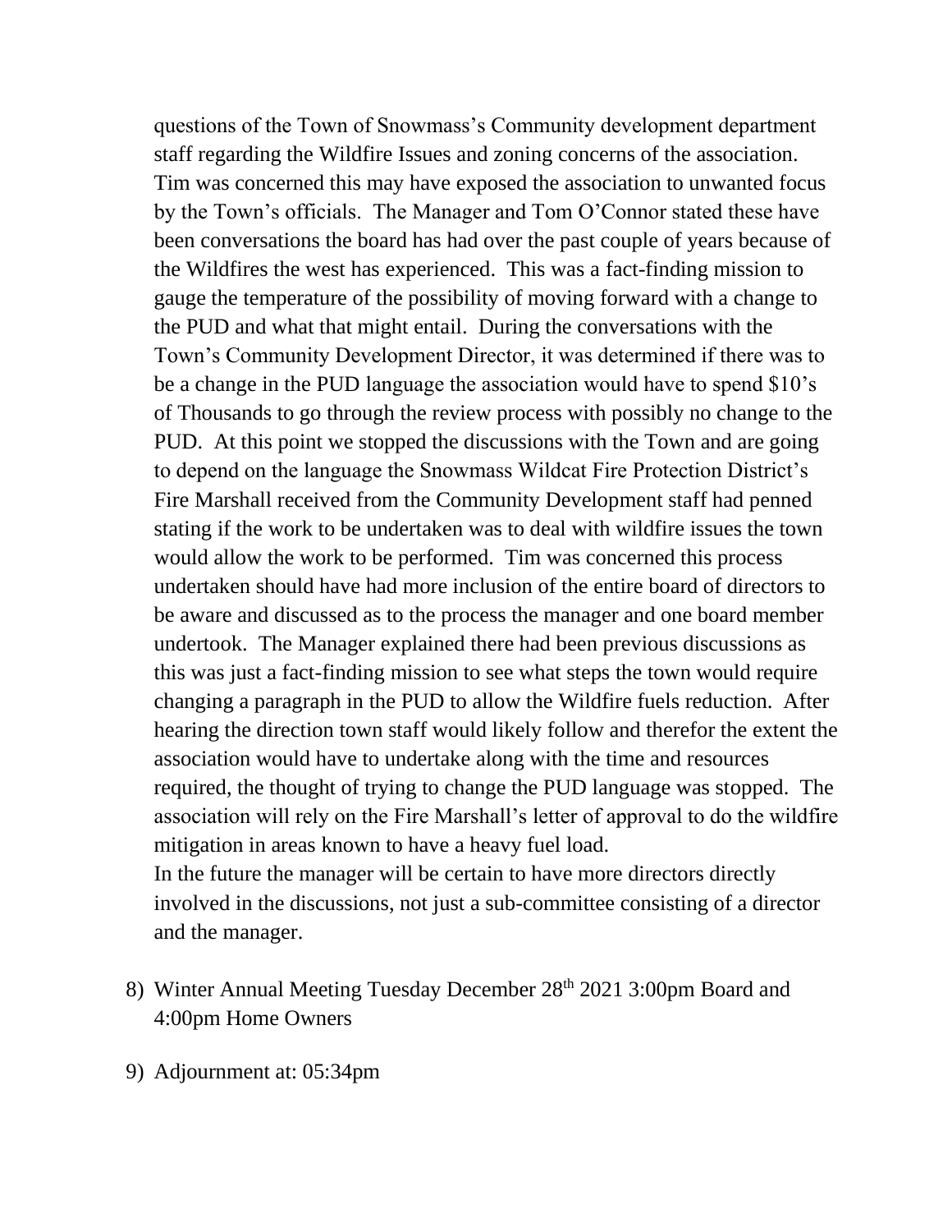questions of the Town of Snowmass's Community development department staff regarding the Wildfire Issues and zoning concerns of the association. Tim was concerned this may have exposed the association to unwanted focus by the Town's officials. The Manager and Tom O'Connor stated these have been conversations the board has had over the past couple of years because of the Wildfires the west has experienced. This was a fact-finding mission to gauge the temperature of the possibility of moving forward with a change to the PUD and what that might entail. During the conversations with the Town's Community Development Director, it was determined if there was to be a change in the PUD language the association would have to spend $10's of Thousands to go through the review process with possibly no change to the PUD. At this point we stopped the discussions with the Town and are going to depend on the language the Snowmass Wildcat Fire Protection District's Fire Marshall received from the Community Development staff had penned stating if the work to be undertaken was to deal with wildfire issues the town would allow the work to be performed. Tim was concerned this process undertaken should have had more inclusion of the entire board of directors to be aware and discussed as to the process the manager and one board member undertook. The Manager explained there had been previous discussions as this was just a fact-finding mission to see what steps the town would require changing a paragraph in the PUD to allow the Wildfire fuels reduction. After hearing the direction town staff would likely follow and therefor the extent the association would have to undertake along with the time and resources required, the thought of trying to change the PUD language was stopped. The association will rely on the Fire Marshall's letter of approval to do the wildfire mitigation in areas known to have a heavy fuel load.
In the future the manager will be certain to have more directors directly involved in the discussions, not just a sub-committee consisting of a director and the manager.

8) Winter Annual Meeting Tuesday December 28th 2021 3:00pm Board and 4:00pm Home Owners

9) Adjournment at: 05:34pm